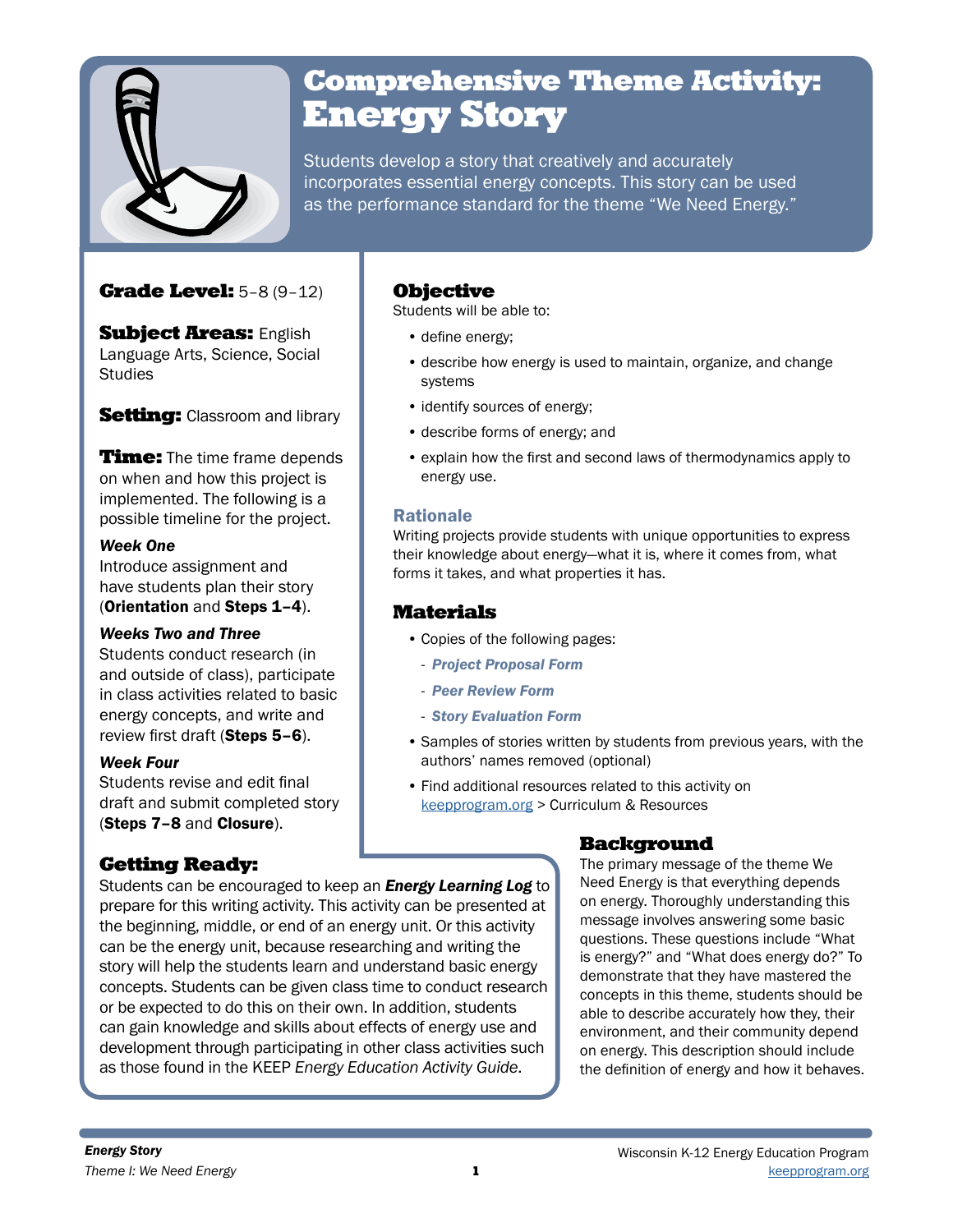# Comprehensive Theme Activity: Energy Story

Students develop a story that creatively and accurately incorporates essential energy concepts. This story can be used as the performance standard for the theme "We Need Energy."

**Grade Level:** 5–8 (9–12)

**Subject Areas:** English Language Arts, Science, Social Studies

**Setting:** Classroom and library

**Time:** The time frame depends on when and how this project is implemented. The following is a possible timeline for the project.

***Week One***
Introduce assignment and have students plan their story (**Orientation** and **Steps 1–4**).

***Weeks Two and Three***
Students conduct research (in and outside of class), participate in class activities related to basic energy concepts, and write and review first draft (**Steps 5–6**).

***Week Four***
Students revise and edit final draft and submit completed story (**Steps 7–8** and **Closure**).

## Getting Ready:

Students can be encouraged to keep an ***Energy Learning Log*** to prepare for this writing activity. This activity can be presented at the beginning, middle, or end of an energy unit. Or this activity can be the energy unit, because researching and writing the story will help the students learn and understand basic energy concepts. Students can be given class time to conduct research or be expected to do this on their own. In addition, students can gain knowledge and skills about effects of energy use and development through participating in other class activities such as those found in the KEEP *Energy Education Activity Guide*.

## Objective

Students will be able to:

- define energy;
- describe how energy is used to maintain, organize, and change systems
- identify sources of energy;
- describe forms of energy; and
- explain how the first and second laws of thermodynamics apply to energy use.

### Rationale

Writing projects provide students with unique opportunities to express their knowledge about energy—what it is, where it comes from, what forms it takes, and what properties it has.

## Materials

- Copies of the following pages:
  - ***Project Proposal Form***
  - ***Peer Review Form***
  - ***Story Evaluation Form***
- Samples of stories written by students from previous years, with the authors' names removed (optional)
- Find additional resources related to this activity on keepprogram.org > Curriculum & Resources

## Background

The primary message of the theme We Need Energy is that everything depends on energy. Thoroughly understanding this message involves answering some basic questions. These questions include "What is energy?" and "What does energy do?" To demonstrate that they have mastered the concepts in this theme, students should be able to describe accurately how they, their environment, and their community depend on energy. This description should include the definition of energy and how it behaves.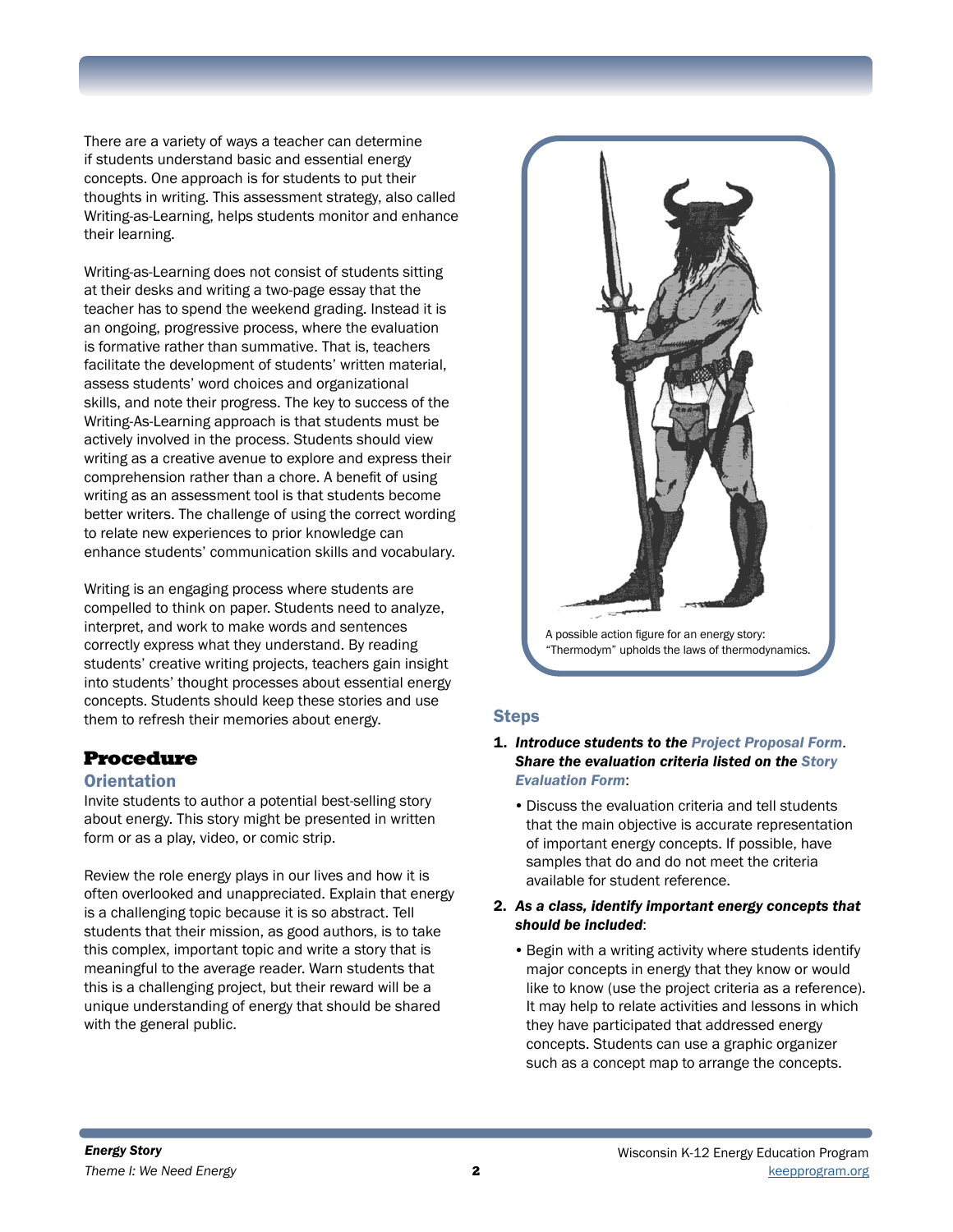There are a variety of ways a teacher can determine if students understand basic and essential energy concepts. One approach is for students to put their thoughts in writing. This assessment strategy, also called Writing-as-Learning, helps students monitor and enhance their learning.

Writing-as-Learning does not consist of students sitting at their desks and writing a two-page essay that the teacher has to spend the weekend grading. Instead it is an ongoing, progressive process, where the evaluation is formative rather than summative. That is, teachers facilitate the development of students' written material, assess students' word choices and organizational skills, and note their progress. The key to success of the Writing-As-Learning approach is that students must be actively involved in the process. Students should view writing as a creative avenue to explore and express their comprehension rather than a chore. A benefit of using writing as an assessment tool is that students become better writers. The challenge of using the correct wording to relate new experiences to prior knowledge can enhance students' communication skills and vocabulary.

Writing is an engaging process where students are compelled to think on paper. Students need to analyze, interpret, and work to make words and sentences correctly express what they understand. By reading students' creative writing projects, teachers gain insight into students' thought processes about essential energy concepts. Students should keep these stories and use them to refresh their memories about energy.

A possible action figure for an energy story: "Thermodym" upholds the laws of thermodynamics.

## Procedure

### Orientation

Invite students to author a potential best-selling story about energy. This story might be presented in written form or as a play, video, or comic strip.

Review the role energy plays in our lives and how it is often overlooked and unappreciated. Explain that energy is a challenging topic because it is so abstract. Tell students that their mission, as good authors, is to take this complex, important topic and write a story that is meaningful to the average reader. Warn students that this is a challenging project, but their reward will be a unique understanding of energy that should be shared with the general public.

### Steps

1. ***Introduce students to the Project Proposal Form. Share the evaluation criteria listed on the Story Evaluation Form*:**
   - Discuss the evaluation criteria and tell students that the main objective is accurate representation of important energy concepts. If possible, have samples that do and do not meet the criteria available for student reference.
2. ***As a class, identify important energy concepts that should be included*:**
   - Begin with a writing activity where students identify major concepts in energy that they know or would like to know (use the project criteria as a reference). It may help to relate activities and lessons in which they have participated that addressed energy concepts. Students can use a graphic organizer such as a concept map to arrange the concepts.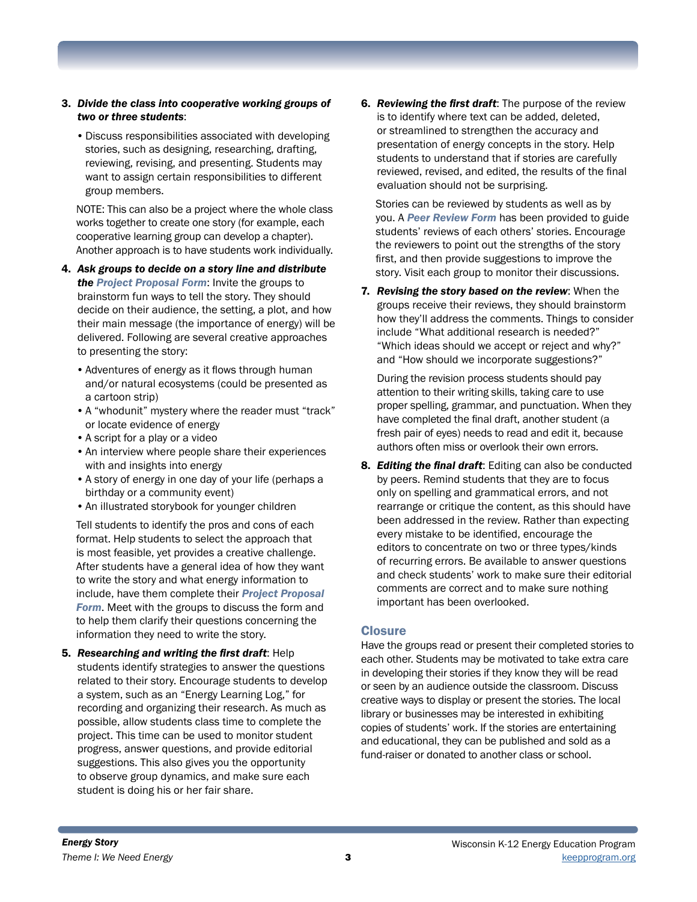3. ***Divide the class into cooperative working groups of two or three students***:

   - Discuss responsibilities associated with developing stories, such as designing, researching, drafting, reviewing, revising, and presenting. Students may want to assign certain responsibilities to different group members.

   NOTE: This can also be a project where the whole class works together to create one story (for example, each cooperative learning group can develop a chapter). Another approach is to have students work individually.

4. ***Ask groups to decide on a story line and distribute the Project Proposal Form***: Invite the groups to brainstorm fun ways to tell the story. They should decide on their audience, the setting, a plot, and how their main message (the importance of energy) will be delivered. Following are several creative approaches to presenting the story:

   - Adventures of energy as it flows through human and/or natural ecosystems (could be presented as a cartoon strip)
   - A "whodunit" mystery where the reader must "track" or locate evidence of energy
   - A script for a play or a video
   - An interview where people share their experiences with and insights into energy
   - A story of energy in one day of your life (perhaps a birthday or a community event)
   - An illustrated storybook for younger children

   Tell students to identify the pros and cons of each format. Help students to select the approach that is most feasible, yet provides a creative challenge. After students have a general idea of how they want to write the story and what energy information to include, have them complete their ***Project Proposal Form***. Meet with the groups to discuss the form and to help them clarify their questions concerning the information they need to write the story.

5. ***Researching and writing the first draft***: Help students identify strategies to answer the questions related to their story. Encourage students to develop a system, such as an "Energy Learning Log," for recording and organizing their research. As much as possible, allow students class time to complete the project. This time can be used to monitor student progress, answer questions, and provide editorial suggestions. This also gives you the opportunity to observe group dynamics, and make sure each student is doing his or her fair share.

6. ***Reviewing the first draft***: The purpose of the review is to identify where text can be added, deleted, or streamlined to strengthen the accuracy and presentation of energy concepts in the story. Help students to understand that if stories are carefully reviewed, revised, and edited, the results of the final evaluation should not be surprising.

   Stories can be reviewed by students as well as by you. A ***Peer Review Form*** has been provided to guide students' reviews of each others' stories. Encourage the reviewers to point out the strengths of the story first, and then provide suggestions to improve the story. Visit each group to monitor their discussions.

7. ***Revising the story based on the review***: When the groups receive their reviews, they should brainstorm how they'll address the comments. Things to consider include "What additional research is needed?" "Which ideas should we accept or reject and why?" and "How should we incorporate suggestions?"

   During the revision process students should pay attention to their writing skills, taking care to use proper spelling, grammar, and punctuation. When they have completed the final draft, another student (a fresh pair of eyes) needs to read and edit it, because authors often miss or overlook their own errors.

8. ***Editing the final draft***: Editing can also be conducted by peers. Remind students that they are to focus only on spelling and grammatical errors, and not rearrange or critique the content, as this should have been addressed in the review. Rather than expecting every mistake to be identified, encourage the editors to concentrate on two or three types/kinds of recurring errors. Be available to answer questions and check students' work to make sure their editorial comments are correct and to make sure nothing important has been overlooked.

## Closure

Have the groups read or present their completed stories to each other. Students may be motivated to take extra care in developing their stories if they know they will be read or seen by an audience outside the classroom. Discuss creative ways to display or present the stories. The local library or businesses may be interested in exhibiting copies of students' work. If the stories are entertaining and educational, they can be published and sold as a fund-raiser or donated to another class or school.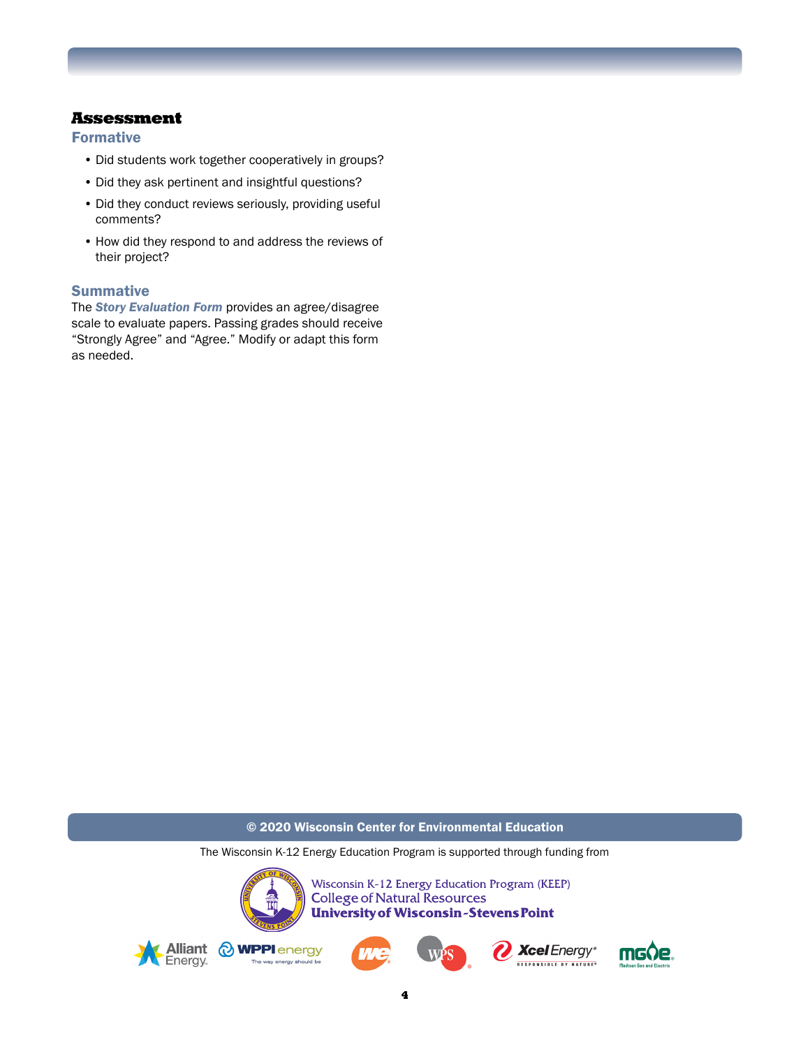## Assessment

### Formative

- Did students work together cooperatively in groups?
- Did they ask pertinent and insightful questions?
- Did they conduct reviews seriously, providing useful comments?
- How did they respond to and address the reviews of their project?

### Summative

The ***Story Evaluation Form*** provides an agree/disagree scale to evaluate papers. Passing grades should receive "Strongly Agree" and "Agree." Modify or adapt this form as needed.

**© 2020 Wisconsin Center for Environmental Education**

The Wisconsin K-12 Energy Education Program is supported through funding from

Wisconsin K-12 Energy Education Program (KEEP)
College of Natural Resources
**University of Wisconsin-Stevens Point**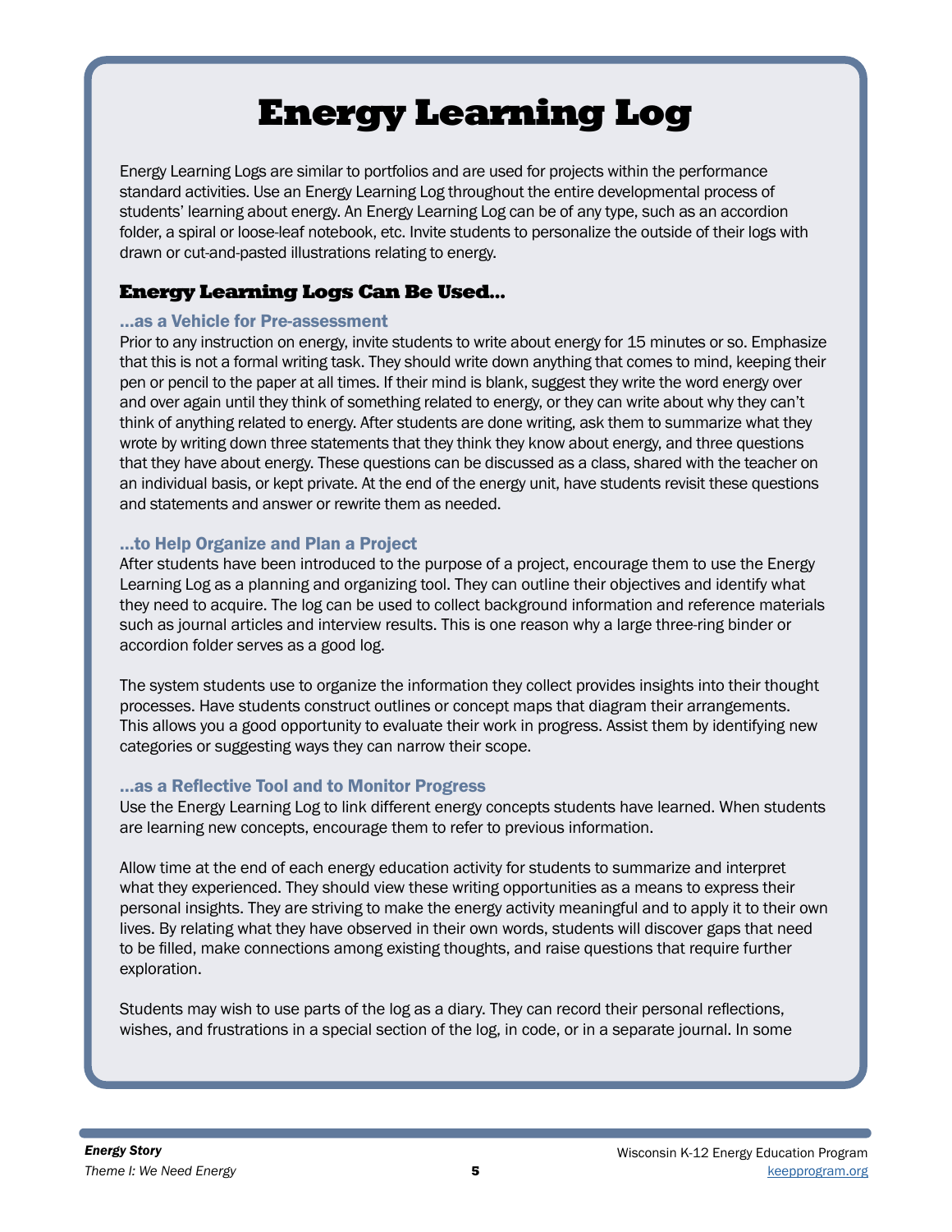# Energy Learning Log

Energy Learning Logs are similar to portfolios and are used for projects within the performance standard activities. Use an Energy Learning Log throughout the entire developmental process of students' learning about energy. An Energy Learning Log can be of any type, such as an accordion folder, a spiral or loose-leaf notebook, etc. Invite students to personalize the outside of their logs with drawn or cut-and-pasted illustrations relating to energy.

## Energy Learning Logs Can Be Used...

### ...as a Vehicle for Pre-assessment

Prior to any instruction on energy, invite students to write about energy for 15 minutes or so. Emphasize that this is not a formal writing task. They should write down anything that comes to mind, keeping their pen or pencil to the paper at all times. If their mind is blank, suggest they write the word energy over and over again until they think of something related to energy, or they can write about why they can't think of anything related to energy. After students are done writing, ask them to summarize what they wrote by writing down three statements that they think they know about energy, and three questions that they have about energy. These questions can be discussed as a class, shared with the teacher on an individual basis, or kept private. At the end of the energy unit, have students revisit these questions and statements and answer or rewrite them as needed.

### ...to Help Organize and Plan a Project

After students have been introduced to the purpose of a project, encourage them to use the Energy Learning Log as a planning and organizing tool. They can outline their objectives and identify what they need to acquire. The log can be used to collect background information and reference materials such as journal articles and interview results. This is one reason why a large three-ring binder or accordion folder serves as a good log.

The system students use to organize the information they collect provides insights into their thought processes. Have students construct outlines or concept maps that diagram their arrangements. This allows you a good opportunity to evaluate their work in progress. Assist them by identifying new categories or suggesting ways they can narrow their scope.

### ...as a Reflective Tool and to Monitor Progress

Use the Energy Learning Log to link different energy concepts students have learned. When students are learning new concepts, encourage them to refer to previous information.

Allow time at the end of each energy education activity for students to summarize and interpret what they experienced. They should view these writing opportunities as a means to express their personal insights. They are striving to make the energy activity meaningful and to apply it to their own lives. By relating what they have observed in their own words, students will discover gaps that need to be filled, make connections among existing thoughts, and raise questions that require further exploration.

Students may wish to use parts of the log as a diary. They can record their personal reflections, wishes, and frustrations in a special section of the log, in code, or in a separate journal. In some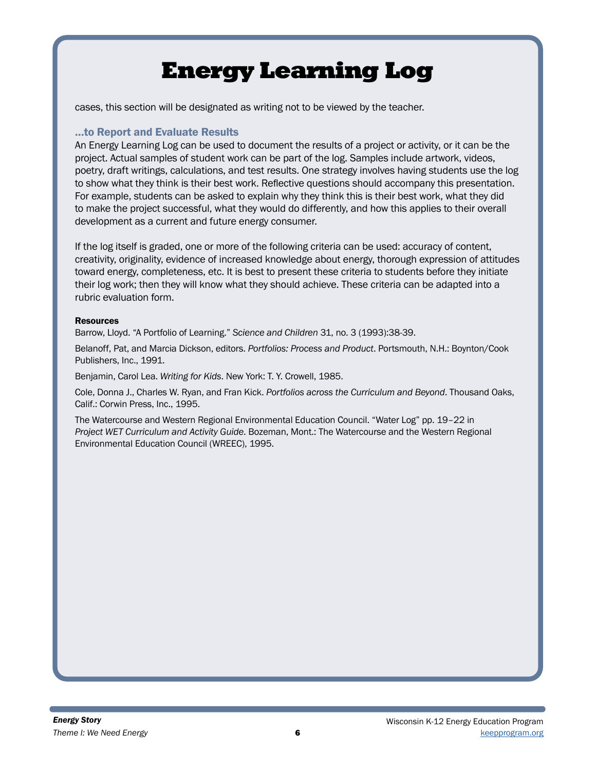# Energy Learning Log

cases, this section will be designated as writing not to be viewed by the teacher.

### ...to Report and Evaluate Results

An Energy Learning Log can be used to document the results of a project or activity, or it can be the project. Actual samples of student work can be part of the log. Samples include artwork, videos, poetry, draft writings, calculations, and test results. One strategy involves having students use the log to show what they think is their best work. Reflective questions should accompany this presentation. For example, students can be asked to explain why they think this is their best work, what they did to make the project successful, what they would do differently, and how this applies to their overall development as a current and future energy consumer.

If the log itself is graded, one or more of the following criteria can be used: accuracy of content, creativity, originality, evidence of increased knowledge about energy, thorough expression of attitudes toward energy, completeness, etc. It is best to present these criteria to students before they initiate their log work; then they will know what they should achieve. These criteria can be adapted into a rubric evaluation form.

**Resources**

Barrow, Lloyd. "A Portfolio of Learning." *Science and Children* 31, no. 3 (1993):38-39.

Belanoff, Pat, and Marcia Dickson, editors. *Portfolios: Process and Product*. Portsmouth, N.H.: Boynton/Cook Publishers, Inc., 1991.

Benjamin, Carol Lea. *Writing for Kids*. New York: T. Y. Crowell, 1985.

Cole, Donna J., Charles W. Ryan, and Fran Kick. *Portfolios across the Curriculum and Beyond*. Thousand Oaks, Calif.: Corwin Press, Inc., 1995.

The Watercourse and Western Regional Environmental Education Council. "Water Log" pp. 19–22 in *Project WET Curriculum and Activity Guide*. Bozeman, Mont.: The Watercourse and the Western Regional Environmental Education Council (WREEC), 1995.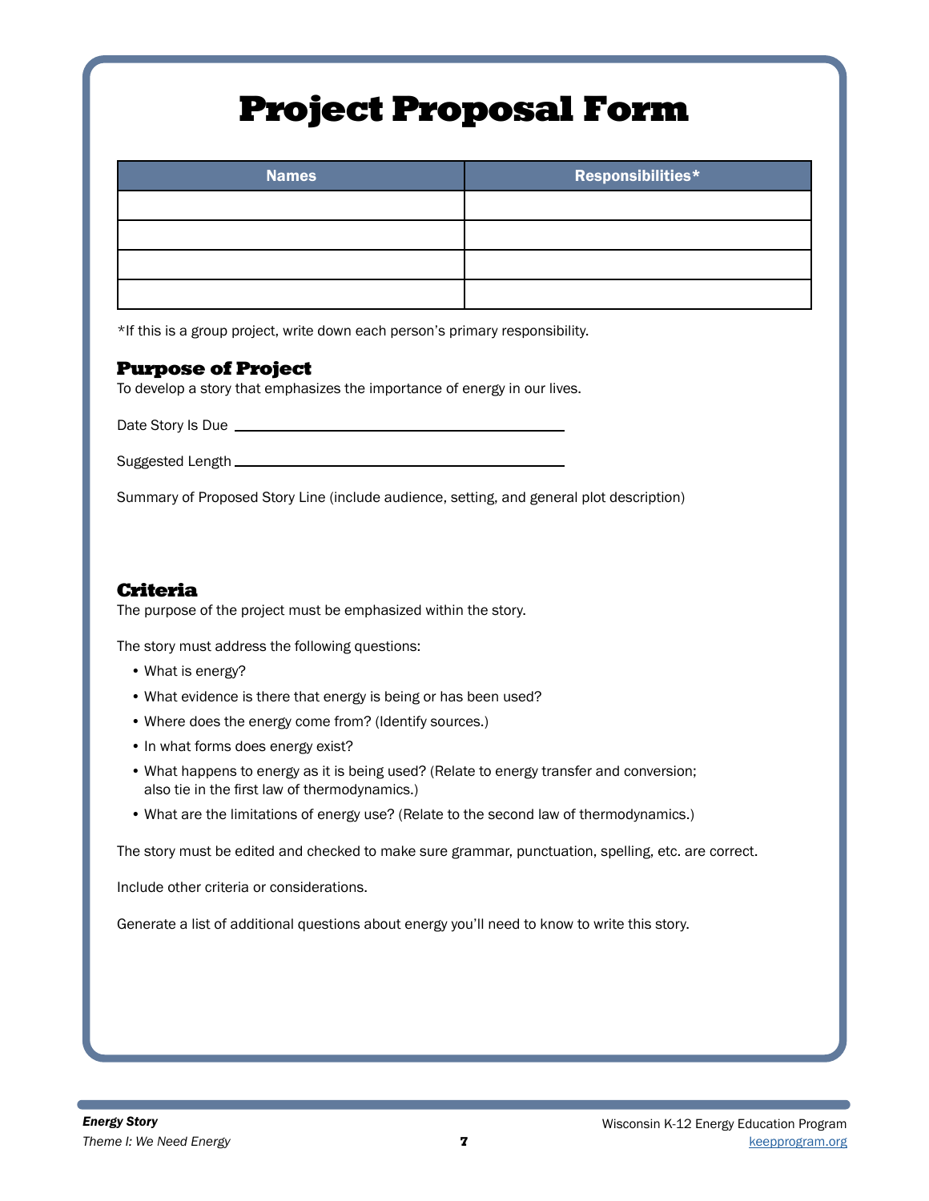# Project Proposal Form

| Names | Responsibilities* |
|---|---|
| | |
| | |
| | |
| | |

*If this is a group project, write down each person's primary responsibility.

## Purpose of Project

To develop a story that emphasizes the importance of energy in our lives.

Date Story Is Due ____________________________________________

Suggested Length ____________________________________________

Summary of Proposed Story Line (include audience, setting, and general plot description)

## Criteria

The purpose of the project must be emphasized within the story.

The story must address the following questions:

- What is energy?
- What evidence is there that energy is being or has been used?
- Where does the energy come from? (Identify sources.)
- In what forms does energy exist?
- What happens to energy as it is being used? (Relate to energy transfer and conversion; also tie in the first law of thermodynamics.)
- What are the limitations of energy use? (Relate to the second law of thermodynamics.)

The story must be edited and checked to make sure grammar, punctuation, spelling, etc. are correct.

Include other criteria or considerations.

Generate a list of additional questions about energy you'll need to know to write this story.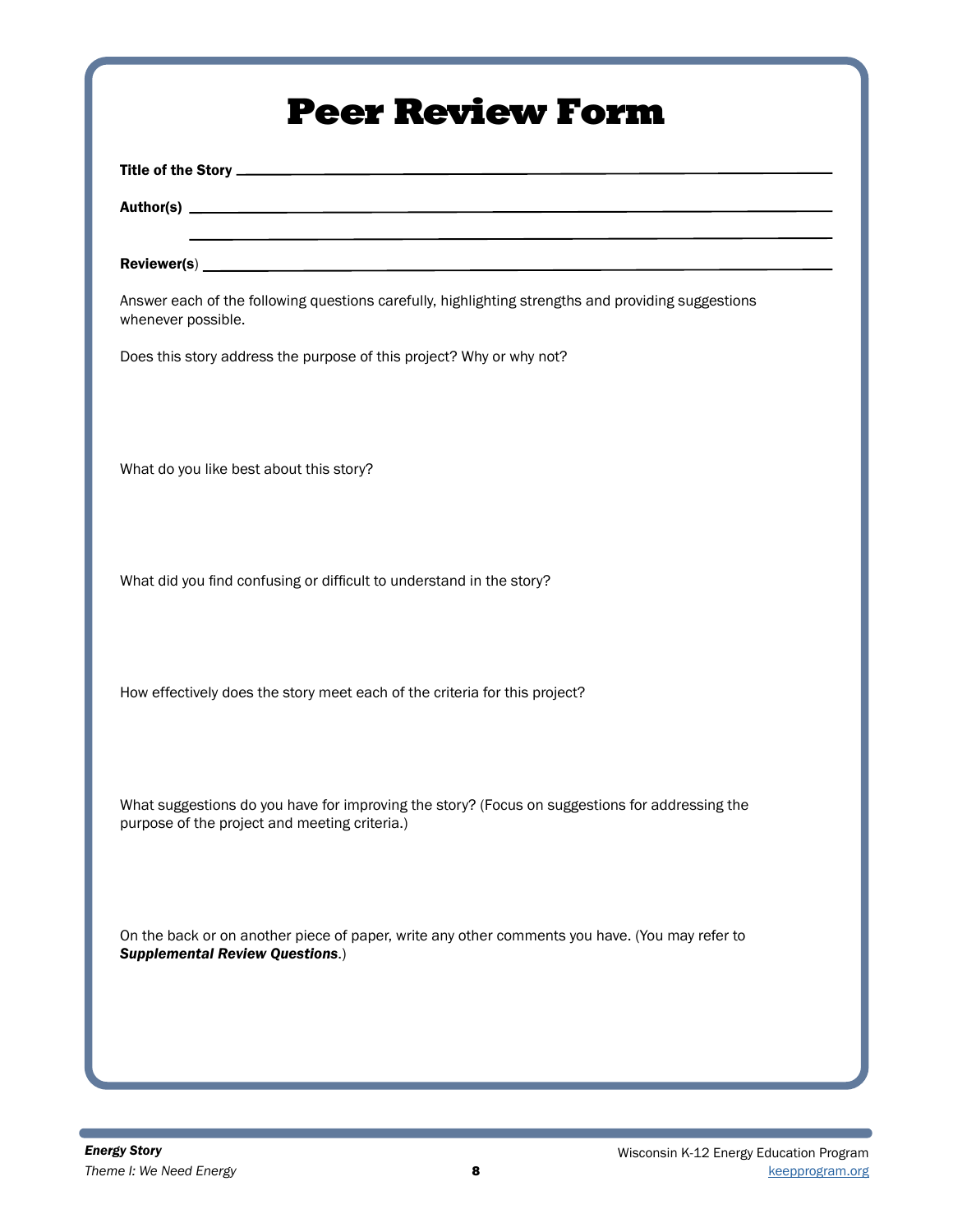# Peer Review Form

**Title of the Story** ______________________________

**Author(s)** ______________________________

______________________________

**Reviewer(s**) ______________________________

Answer each of the following questions carefully, highlighting strengths and providing suggestions whenever possible.

Does this story address the purpose of this project? Why or why not?

What do you like best about this story?

What did you find confusing or difficult to understand in the story?

How effectively does the story meet each of the criteria for this project?

What suggestions do you have for improving the story? (Focus on suggestions for addressing the purpose of the project and meeting criteria.)

On the back or on another piece of paper, write any other comments you have. (You may refer to ***Supplemental Review Questions***.)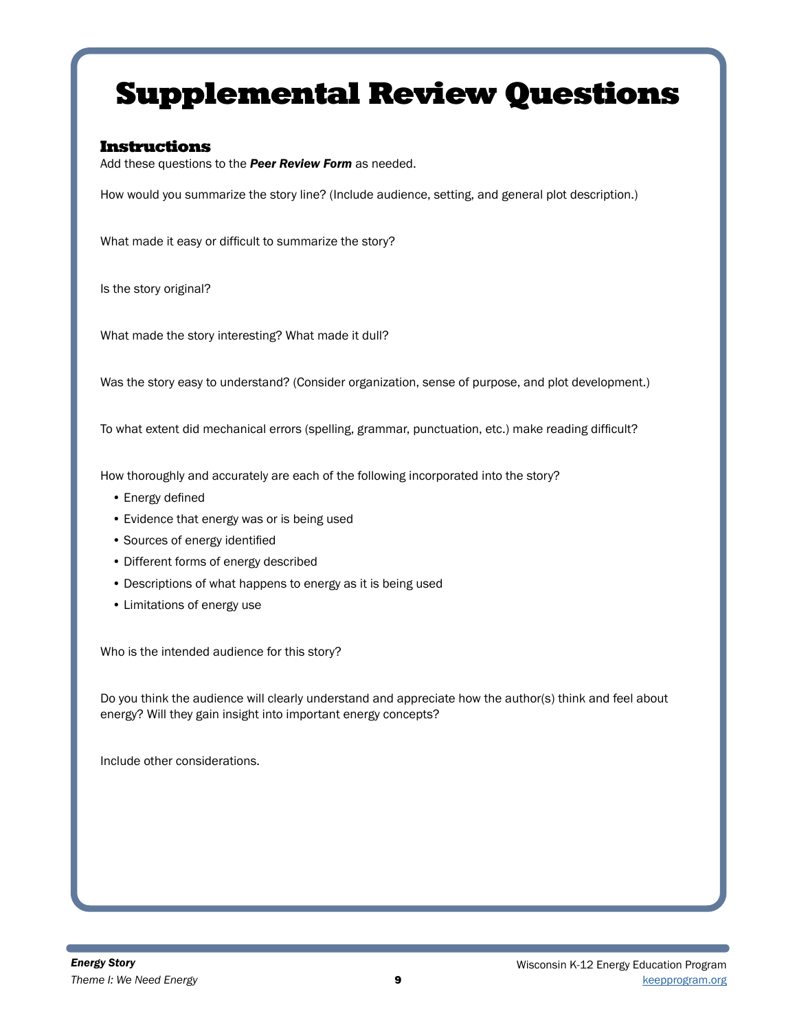# Supplemental Review Questions

## Instructions

Add these questions to the ***Peer Review Form*** as needed.

How would you summarize the story line? (Include audience, setting, and general plot description.)

What made it easy or difficult to summarize the story?

Is the story original?

What made the story interesting? What made it dull?

Was the story easy to understand? (Consider organization, sense of purpose, and plot development.)

To what extent did mechanical errors (spelling, grammar, punctuation, etc.) make reading difficult?

How thoroughly and accurately are each of the following incorporated into the story?

- Energy defined
- Evidence that energy was or is being used
- Sources of energy identified
- Different forms of energy described
- Descriptions of what happens to energy as it is being used
- Limitations of energy use

Who is the intended audience for this story?

Do you think the audience will clearly understand and appreciate how the author(s) think and feel about energy? Will they gain insight into important energy concepts?

Include other considerations.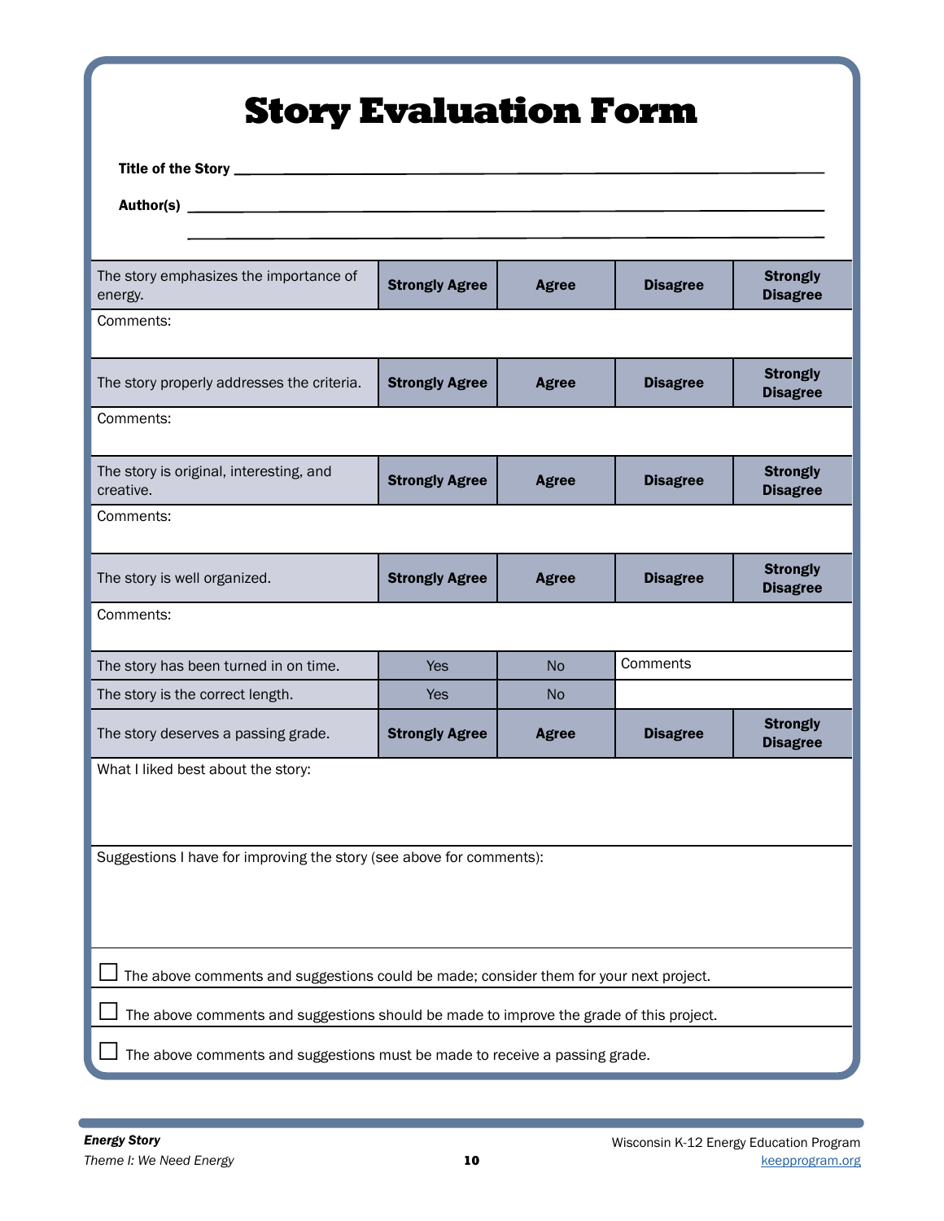# Story Evaluation Form

**Title of the Story** ______________________________________________

**Author(s)** ______________________________________________

______________________________________________

| | | | | |
|---|---|---|---|---|
| The story emphasizes the importance of energy. | **Strongly Agree** | **Agree** | **Disagree** | **Strongly Disagree** |
| Comments: | | | | |
| The story properly addresses the criteria. | **Strongly Agree** | **Agree** | **Disagree** | **Strongly Disagree** |
| Comments: | | | | |
| The story is original, interesting, and creative. | **Strongly Agree** | **Agree** | **Disagree** | **Strongly Disagree** |
| Comments: | | | | |
| The story is well organized. | **Strongly Agree** | **Agree** | **Disagree** | **Strongly Disagree** |
| Comments: | | | | |
| The story has been turned in on time. | Yes | No | Comments | |
| The story is the correct length. | Yes | No | | |
| The story deserves a passing grade. | **Strongly Agree** | **Agree** | **Disagree** | **Strongly Disagree** |

What I liked best about the story:

Suggestions I have for improving the story (see above for comments):

☐ The above comments and suggestions could be made; consider them for your next project.

☐ The above comments and suggestions should be made to improve the grade of this project.

☐ The above comments and suggestions must be made to receive a passing grade.